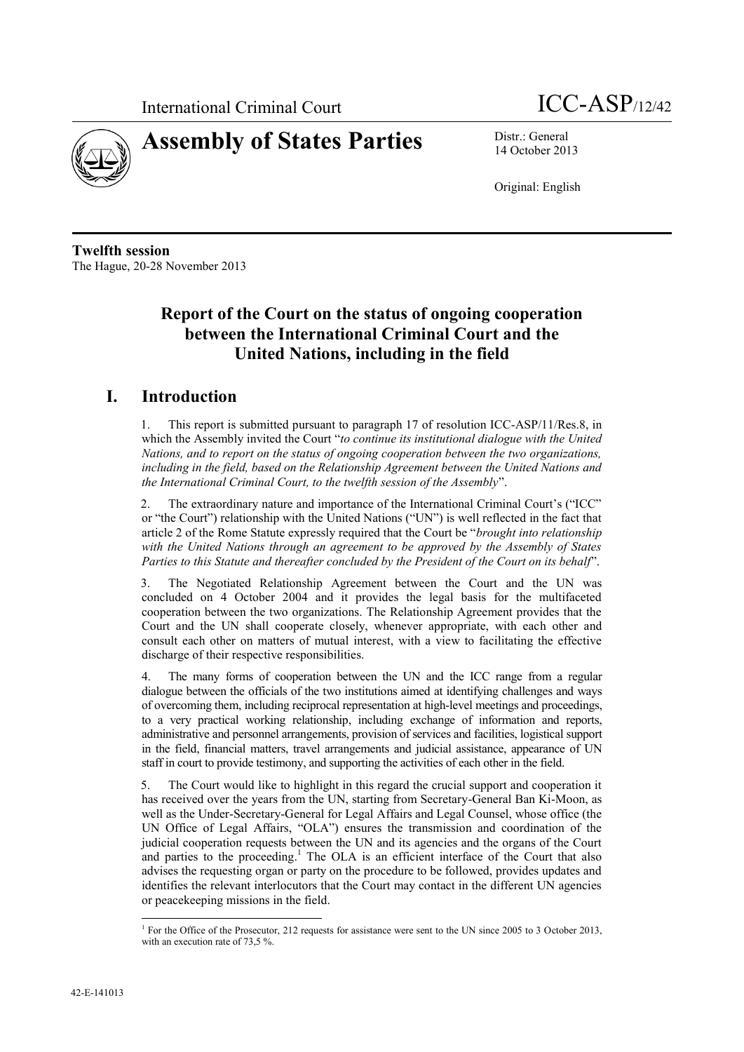International Criminal Court

ICC-ASP/12/42

# Assembly of States Parties

Distr.: General
14 October 2013

Original: English

**Twelfth session**
The Hague, 20-28 November 2013

## Report of the Court on the status of ongoing cooperation between the International Criminal Court and the United Nations, including in the field

## I. Introduction

1. This report is submitted pursuant to paragraph 17 of resolution ICC-ASP/11/Res.8, in which the Assembly invited the Court "*to continue its institutional dialogue with the United Nations, and to report on the status of ongoing cooperation between the two organizations, including in the field, based on the Relationship Agreement between the United Nations and the International Criminal Court, to the twelfth session of the Assembly*".

2. The extraordinary nature and importance of the International Criminal Court's ("ICC" or "the Court") relationship with the United Nations ("UN") is well reflected in the fact that article 2 of the Rome Statute expressly required that the Court be "*brought into relationship with the United Nations through an agreement to be approved by the Assembly of States Parties to this Statute and thereafter concluded by the President of the Court on its behalf*".

3. The Negotiated Relationship Agreement between the Court and the UN was concluded on 4 October 2004 and it provides the legal basis for the multifaceted cooperation between the two organizations. The Relationship Agreement provides that the Court and the UN shall cooperate closely, whenever appropriate, with each other and consult each other on matters of mutual interest, with a view to facilitating the effective discharge of their respective responsibilities.

4. The many forms of cooperation between the UN and the ICC range from a regular dialogue between the officials of the two institutions aimed at identifying challenges and ways of overcoming them, including reciprocal representation at high-level meetings and proceedings, to a very practical working relationship, including exchange of information and reports, administrative and personnel arrangements, provision of services and facilities, logistical support in the field, financial matters, travel arrangements and judicial assistance, appearance of UN staff in court to provide testimony, and supporting the activities of each other in the field.

5. The Court would like to highlight in this regard the crucial support and cooperation it has received over the years from the UN, starting from Secretary-General Ban Ki-Moon, as well as the Under-Secretary-General for Legal Affairs and Legal Counsel, whose office (the UN Office of Legal Affairs, "OLA") ensures the transmission and coordination of the judicial cooperation requests between the UN and its agencies and the organs of the Court and parties to the proceeding.[1] The OLA is an efficient interface of the Court that also advises the requesting organ or party on the procedure to be followed, provides updates and identifies the relevant interlocutors that the Court may contact in the different UN agencies or peacekeeping missions in the field.

[1] For the Office of the Prosecutor, 212 requests for assistance were sent to the UN since 2005 to 3 October 2013, with an execution rate of 73,5 %.

42-E-141013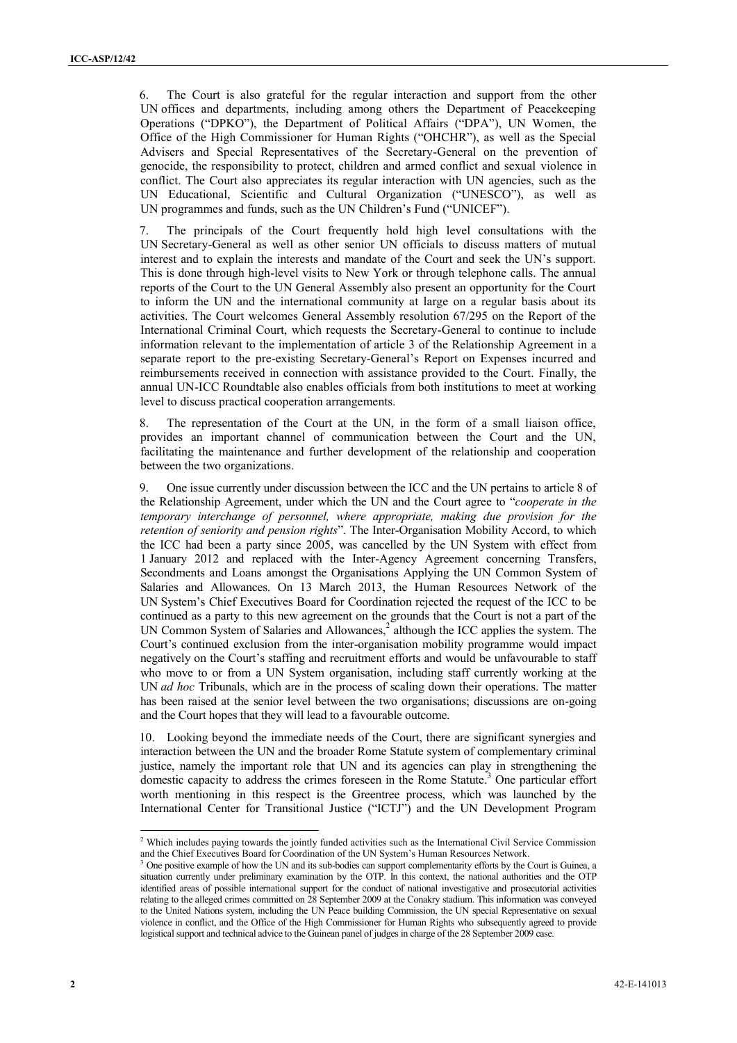6. The Court is also grateful for the regular interaction and support from the other UN offices and departments, including among others the Department of Peacekeeping Operations ("DPKO"), the Department of Political Affairs ("DPA"), UN Women, the Office of the High Commissioner for Human Rights ("OHCHR"), as well as the Special Advisers and Special Representatives of the Secretary-General on the prevention of genocide, the responsibility to protect, children and armed conflict and sexual violence in conflict. The Court also appreciates its regular interaction with UN agencies, such as the UN Educational, Scientific and Cultural Organization ("UNESCO"), as well as UN programmes and funds, such as the UN Children's Fund ("UNICEF").

7. The principals of the Court frequently hold high level consultations with the UN Secretary-General as well as other senior UN officials to discuss matters of mutual interest and to explain the interests and mandate of the Court and seek the UN's support. This is done through high-level visits to New York or through telephone calls. The annual reports of the Court to the UN General Assembly also present an opportunity for the Court to inform the UN and the international community at large on a regular basis about its activities. The Court welcomes General Assembly resolution 67/295 on the Report of the International Criminal Court, which requests the Secretary-General to continue to include information relevant to the implementation of article 3 of the Relationship Agreement in a separate report to the pre-existing Secretary-General's Report on Expenses incurred and reimbursements received in connection with assistance provided to the Court. Finally, the annual UN-ICC Roundtable also enables officials from both institutions to meet at working level to discuss practical cooperation arrangements.

8. The representation of the Court at the UN, in the form of a small liaison office, provides an important channel of communication between the Court and the UN, facilitating the maintenance and further development of the relationship and cooperation between the two organizations.

9. One issue currently under discussion between the ICC and the UN pertains to article 8 of the Relationship Agreement, under which the UN and the Court agree to "*cooperate in the temporary interchange of personnel, where appropriate, making due provision for the retention of seniority and pension rights*". The Inter-Organisation Mobility Accord, to which the ICC had been a party since 2005, was cancelled by the UN System with effect from 1 January 2012 and replaced with the Inter-Agency Agreement concerning Transfers, Secondments and Loans amongst the Organisations Applying the UN Common System of Salaries and Allowances. On 13 March 2013, the Human Resources Network of the UN System's Chief Executives Board for Coordination rejected the request of the ICC to be continued as a party to this new agreement on the grounds that the Court is not a part of the UN Common System of Salaries and Allowances,[2] although the ICC applies the system. The Court's continued exclusion from the inter-organisation mobility programme would impact negatively on the Court's staffing and recruitment efforts and would be unfavourable to staff who move to or from a UN System organisation, including staff currently working at the UN *ad hoc* Tribunals, which are in the process of scaling down their operations. The matter has been raised at the senior level between the two organisations; discussions are on-going and the Court hopes that they will lead to a favourable outcome.

10. Looking beyond the immediate needs of the Court, there are significant synergies and interaction between the UN and the broader Rome Statute system of complementary criminal justice, namely the important role that UN and its agencies can play in strengthening the domestic capacity to address the crimes foreseen in the Rome Statute.[3] One particular effort worth mentioning in this respect is the Greentree process, which was launched by the International Center for Transitional Justice ("ICTJ") and the UN Development Program

[2] Which includes paying towards the jointly funded activities such as the International Civil Service Commission and the Chief Executives Board for Coordination of the UN System's Human Resources Network.

[3] One positive example of how the UN and its sub-bodies can support complementarity efforts by the Court is Guinea, a situation currently under preliminary examination by the OTP. In this context, the national authorities and the OTP identified areas of possible international support for the conduct of national investigative and prosecutorial activities relating to the alleged crimes committed on 28 September 2009 at the Conakry stadium. This information was conveyed to the United Nations system, including the UN Peace building Commission, the UN special Representative on sexual violence in conflict, and the Office of the High Commissioner for Human Rights who subsequently agreed to provide logistical support and technical advice to the Guinean panel of judges in charge of the 28 September 2009 case.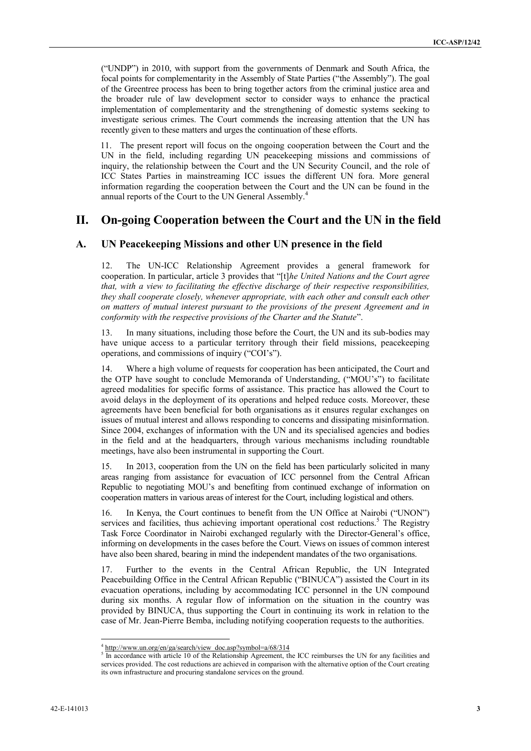("UNDP") in 2010, with support from the governments of Denmark and South Africa, the focal points for complementarity in the Assembly of State Parties ("the Assembly"). The goal of the Greentree process has been to bring together actors from the criminal justice area and the broader rule of law development sector to consider ways to enhance the practical implementation of complementarity and the strengthening of domestic systems seeking to investigate serious crimes. The Court commends the increasing attention that the UN has recently given to these matters and urges the continuation of these efforts.

11. The present report will focus on the ongoing cooperation between the Court and the UN in the field, including regarding UN peacekeeping missions and commissions of inquiry, the relationship between the Court and the UN Security Council, and the role of ICC States Parties in mainstreaming ICC issues the different UN fora. More general information regarding the cooperation between the Court and the UN can be found in the annual reports of the Court to the UN General Assembly.[4]

# II. On-going Cooperation between the Court and the UN in the field

## A. UN Peacekeeping Missions and other UN presence in the field

12. The UN-ICC Relationship Agreement provides a general framework for cooperation. In particular, article 3 provides that "[t]*he United Nations and the Court agree that, with a view to facilitating the effective discharge of their respective responsibilities, they shall cooperate closely, whenever appropriate, with each other and consult each other on matters of mutual interest pursuant to the provisions of the present Agreement and in conformity with the respective provisions of the Charter and the Statute*".

13. In many situations, including those before the Court, the UN and its sub-bodies may have unique access to a particular territory through their field missions, peacekeeping operations, and commissions of inquiry ("COI's").

14. Where a high volume of requests for cooperation has been anticipated, the Court and the OTP have sought to conclude Memoranda of Understanding, ("MOU's") to facilitate agreed modalities for specific forms of assistance. This practice has allowed the Court to avoid delays in the deployment of its operations and helped reduce costs. Moreover, these agreements have been beneficial for both organisations as it ensures regular exchanges on issues of mutual interest and allows responding to concerns and dissipating misinformation. Since 2004, exchanges of information with the UN and its specialised agencies and bodies in the field and at the headquarters, through various mechanisms including roundtable meetings, have also been instrumental in supporting the Court.

15. In 2013, cooperation from the UN on the field has been particularly solicited in many areas ranging from assistance for evacuation of ICC personnel from the Central African Republic to negotiating MOU's and benefiting from continued exchange of information on cooperation matters in various areas of interest for the Court, including logistical and others.

16. In Kenya, the Court continues to benefit from the UN Office at Nairobi ("UNON") services and facilities, thus achieving important operational cost reductions.[5] The Registry Task Force Coordinator in Nairobi exchanged regularly with the Director-General's office, informing on developments in the cases before the Court. Views on issues of common interest have also been shared, bearing in mind the independent mandates of the two organisations.

17. Further to the events in the Central African Republic, the UN Integrated Peacebuilding Office in the Central African Republic ("BINUCA") assisted the Court in its evacuation operations, including by accommodating ICC personnel in the UN compound during six months. A regular flow of information on the situation in the country was provided by BINUCA, thus supporting the Court in continuing its work in relation to the case of Mr. Jean-Pierre Bemba, including notifying cooperation requests to the authorities.

---

[4] http://www.un.org/en/ga/search/view_doc.asp?symbol=a/68/314

[5] In accordance with article 10 of the Relationship Agreement, the ICC reimburses the UN for any facilities and services provided. The cost reductions are achieved in comparison with the alternative option of the Court creating its own infrastructure and procuring standalone services on the ground.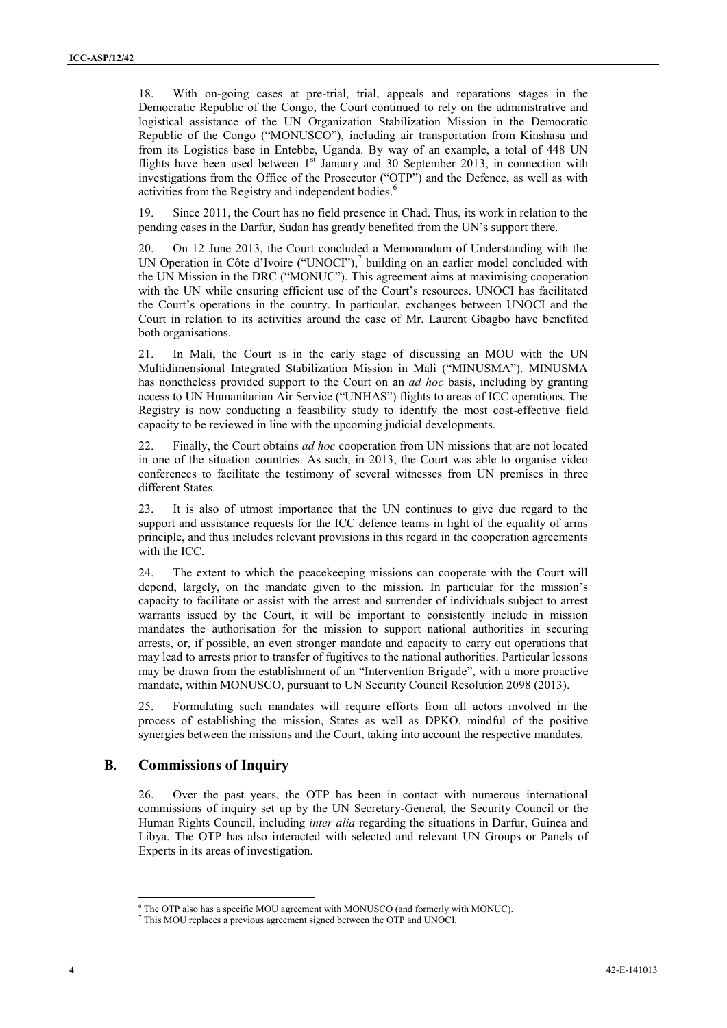18. With on-going cases at pre-trial, trial, appeals and reparations stages in the Democratic Republic of the Congo, the Court continued to rely on the administrative and logistical assistance of the UN Organization Stabilization Mission in the Democratic Republic of the Congo ("MONUSCO"), including air transportation from Kinshasa and from its Logistics base in Entebbe, Uganda. By way of an example, a total of 448 UN flights have been used between 1st January and 30 September 2013, in connection with investigations from the Office of the Prosecutor ("OTP") and the Defence, as well as with activities from the Registry and independent bodies.[6]

19. Since 2011, the Court has no field presence in Chad. Thus, its work in relation to the pending cases in the Darfur, Sudan has greatly benefited from the UN's support there.

20. On 12 June 2013, the Court concluded a Memorandum of Understanding with the UN Operation in Côte d'Ivoire ("UNOCI"),[7] building on an earlier model concluded with the UN Mission in the DRC ("MONUC"). This agreement aims at maximising cooperation with the UN while ensuring efficient use of the Court's resources. UNOCI has facilitated the Court's operations in the country. In particular, exchanges between UNOCI and the Court in relation to its activities around the case of Mr. Laurent Gbagbo have benefited both organisations.

21. In Mali, the Court is in the early stage of discussing an MOU with the UN Multidimensional Integrated Stabilization Mission in Mali ("MINUSMA"). MINUSMA has nonetheless provided support to the Court on an *ad hoc* basis, including by granting access to UN Humanitarian Air Service ("UNHAS") flights to areas of ICC operations. The Registry is now conducting a feasibility study to identify the most cost-effective field capacity to be reviewed in line with the upcoming judicial developments.

22. Finally, the Court obtains *ad hoc* cooperation from UN missions that are not located in one of the situation countries. As such, in 2013, the Court was able to organise video conferences to facilitate the testimony of several witnesses from UN premises in three different States.

23. It is also of utmost importance that the UN continues to give due regard to the support and assistance requests for the ICC defence teams in light of the equality of arms principle, and thus includes relevant provisions in this regard in the cooperation agreements with the ICC.

24. The extent to which the peacekeeping missions can cooperate with the Court will depend, largely, on the mandate given to the mission. In particular for the mission's capacity to facilitate or assist with the arrest and surrender of individuals subject to arrest warrants issued by the Court, it will be important to consistently include in mission mandates the authorisation for the mission to support national authorities in securing arrests, or, if possible, an even stronger mandate and capacity to carry out operations that may lead to arrests prior to transfer of fugitives to the national authorities. Particular lessons may be drawn from the establishment of an "Intervention Brigade", with a more proactive mandate, within MONUSCO, pursuant to UN Security Council Resolution 2098 (2013).

25. Formulating such mandates will require efforts from all actors involved in the process of establishing the mission, States as well as DPKO, mindful of the positive synergies between the missions and the Court, taking into account the respective mandates.

## B. Commissions of Inquiry

26. Over the past years, the OTP has been in contact with numerous international commissions of inquiry set up by the UN Secretary-General, the Security Council or the Human Rights Council, including *inter alia* regarding the situations in Darfur, Guinea and Libya. The OTP has also interacted with selected and relevant UN Groups or Panels of Experts in its areas of investigation.

[6] The OTP also has a specific MOU agreement with MONUSCO (and formerly with MONUC).

[7] This MOU replaces a previous agreement signed between the OTP and UNOCI.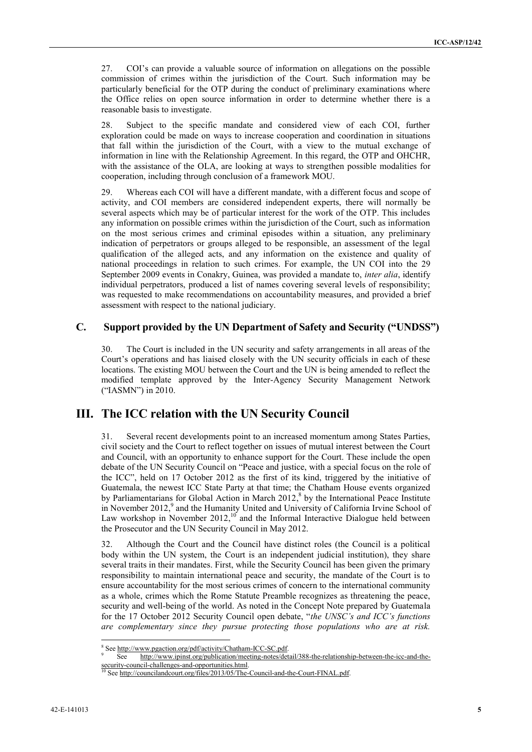27. COI's can provide a valuable source of information on allegations on the possible commission of crimes within the jurisdiction of the Court. Such information may be particularly beneficial for the OTP during the conduct of preliminary examinations where the Office relies on open source information in order to determine whether there is a reasonable basis to investigate.

28. Subject to the specific mandate and considered view of each COI, further exploration could be made on ways to increase cooperation and coordination in situations that fall within the jurisdiction of the Court, with a view to the mutual exchange of information in line with the Relationship Agreement. In this regard, the OTP and OHCHR, with the assistance of the OLA, are looking at ways to strengthen possible modalities for cooperation, including through conclusion of a framework MOU.

29. Whereas each COI will have a different mandate, with a different focus and scope of activity, and COI members are considered independent experts, there will normally be several aspects which may be of particular interest for the work of the OTP. This includes any information on possible crimes within the jurisdiction of the Court, such as information on the most serious crimes and criminal episodes within a situation, any preliminary indication of perpetrators or groups alleged to be responsible, an assessment of the legal qualification of the alleged acts, and any information on the existence and quality of national proceedings in relation to such crimes. For example, the UN COI into the 29 September 2009 events in Conakry, Guinea, was provided a mandate to, *inter alia*, identify individual perpetrators, produced a list of names covering several levels of responsibility; was requested to make recommendations on accountability measures, and provided a brief assessment with respect to the national judiciary.

### C. Support provided by the UN Department of Safety and Security ("UNDSS")

30. The Court is included in the UN security and safety arrangements in all areas of the Court's operations and has liaised closely with the UN security officials in each of these locations. The existing MOU between the Court and the UN is being amended to reflect the modified template approved by the Inter-Agency Security Management Network ("IASMN") in 2010.

## III. The ICC relation with the UN Security Council

31. Several recent developments point to an increased momentum among States Parties, civil society and the Court to reflect together on issues of mutual interest between the Court and Council, with an opportunity to enhance support for the Court. These include the open debate of the UN Security Council on "Peace and justice, with a special focus on the role of the ICC", held on 17 October 2012 as the first of its kind, triggered by the initiative of Guatemala, the newest ICC State Party at that time; the Chatham House events organized by Parliamentarians for Global Action in March 2012,[8] by the International Peace Institute in November 2012,[9] and the Humanity United and University of California Irvine School of Law workshop in November 2012,[10] and the Informal Interactive Dialogue held between the Prosecutor and the UN Security Council in May 2012.

32. Although the Court and the Council have distinct roles (the Council is a political body within the UN system, the Court is an independent judicial institution), they share several traits in their mandates. First, while the Security Council has been given the primary responsibility to maintain international peace and security, the mandate of the Court is to ensure accountability for the most serious crimes of concern to the international community as a whole, crimes which the Rome Statute Preamble recognizes as threatening the peace, security and well-being of the world. As noted in the Concept Note prepared by Guatemala for the 17 October 2012 Security Council open debate, "*the UNSC's and ICC's functions are complementary since they pursue protecting those populations who are at risk.*

[8] See http://www.pgaction.org/pdf/activity/Chatham-ICC-SC.pdf.

[9] See http://www.ipinst.org/publication/meeting-notes/detail/388-the-relationship-between-the-icc-and-the-security-council-challenges-and-opportunities.html.

[10] See http://councilandcourt.org/files/2013/05/The-Council-and-the-Court-FINAL.pdf.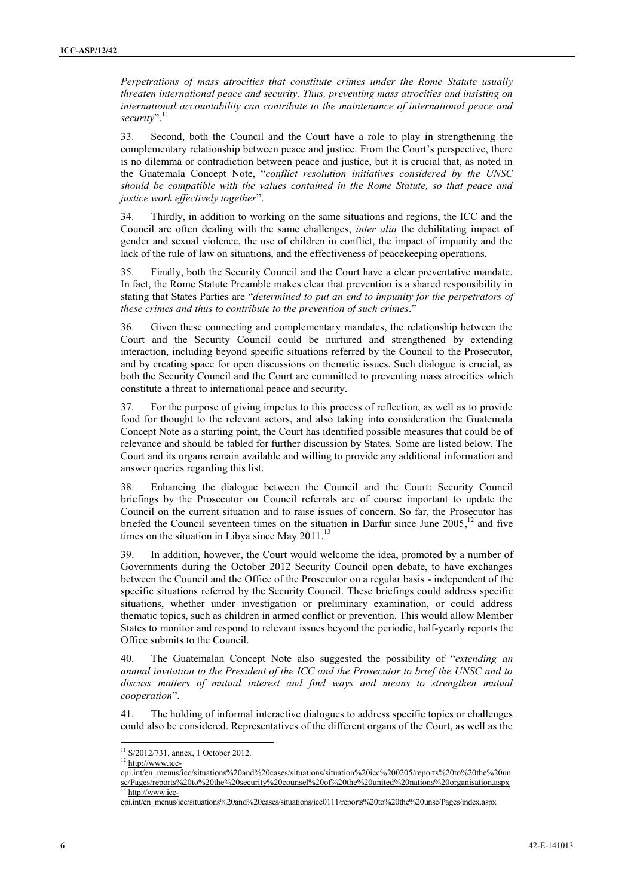*Perpetrations of mass atrocities that constitute crimes under the Rome Statute usually threaten international peace and security. Thus, preventing mass atrocities and insisting on international accountability can contribute to the maintenance of international peace and security*".[11]

33. Second, both the Council and the Court have a role to play in strengthening the complementary relationship between peace and justice. From the Court's perspective, there is no dilemma or contradiction between peace and justice, but it is crucial that, as noted in the Guatemala Concept Note, "*conflict resolution initiatives considered by the UNSC should be compatible with the values contained in the Rome Statute, so that peace and justice work effectively together*".

34. Thirdly, in addition to working on the same situations and regions, the ICC and the Council are often dealing with the same challenges, *inter alia* the debilitating impact of gender and sexual violence, the use of children in conflict, the impact of impunity and the lack of the rule of law on situations, and the effectiveness of peacekeeping operations.

35. Finally, both the Security Council and the Court have a clear preventative mandate. In fact, the Rome Statute Preamble makes clear that prevention is a shared responsibility in stating that States Parties are "*determined to put an end to impunity for the perpetrators of these crimes and thus to contribute to the prevention of such crimes*."

36. Given these connecting and complementary mandates, the relationship between the Court and the Security Council could be nurtured and strengthened by extending interaction, including beyond specific situations referred by the Council to the Prosecutor, and by creating space for open discussions on thematic issues. Such dialogue is crucial, as both the Security Council and the Court are committed to preventing mass atrocities which constitute a threat to international peace and security.

37. For the purpose of giving impetus to this process of reflection, as well as to provide food for thought to the relevant actors, and also taking into consideration the Guatemala Concept Note as a starting point, the Court has identified possible measures that could be of relevance and should be tabled for further discussion by States. Some are listed below. The Court and its organs remain available and willing to provide any additional information and answer queries regarding this list.

38. Enhancing the dialogue between the Council and the Court: Security Council briefings by the Prosecutor on Council referrals are of course important to update the Council on the current situation and to raise issues of concern. So far, the Prosecutor has briefed the Council seventeen times on the situation in Darfur since June 2005,[12] and five times on the situation in Libya since May 2011.[13]

39. In addition, however, the Court would welcome the idea, promoted by a number of Governments during the October 2012 Security Council open debate, to have exchanges between the Council and the Office of the Prosecutor on a regular basis - independent of the specific situations referred by the Security Council. These briefings could address specific situations, whether under investigation or preliminary examination, or could address thematic topics, such as children in armed conflict or prevention. This would allow Member States to monitor and respond to relevant issues beyond the periodic, half-yearly reports the Office submits to the Council.

40. The Guatemalan Concept Note also suggested the possibility of "*extending an annual invitation to the President of the ICC and the Prosecutor to brief the UNSC and to discuss matters of mutual interest and find ways and means to strengthen mutual cooperation*".

41. The holding of informal interactive dialogues to address specific topics or challenges could also be considered. Representatives of the different organs of the Court, as well as the

---

[11] S/2012/731, annex, 1 October 2012.

[12] http://www.icc-cpi.int/en_menus/icc/situations%20and%20cases/situations/situation%20icc%200205/reports%20to%20the%20unsc/Pages/reports%20to%20the%20security%20counsel%20of%20the%20united%20nations%20organisation.aspx

[13] http://www.icc-cpi.int/en_menus/icc/situations%20and%20cases/situations/icc0111/reports%20to%20the%20unsc/Pages/index.aspx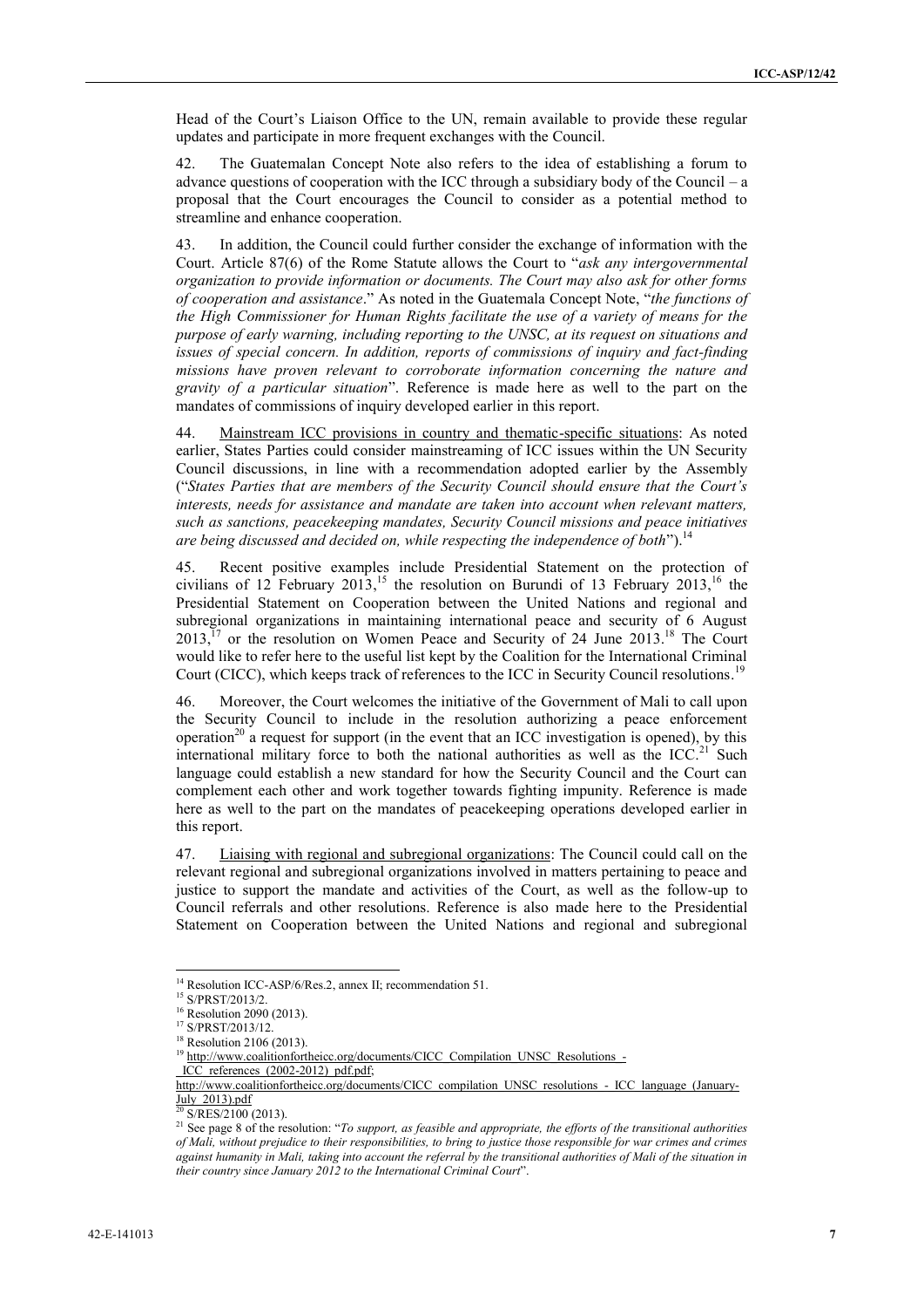Head of the Court's Liaison Office to the UN, remain available to provide these regular updates and participate in more frequent exchanges with the Council.

42. The Guatemalan Concept Note also refers to the idea of establishing a forum to advance questions of cooperation with the ICC through a subsidiary body of the Council – a proposal that the Court encourages the Council to consider as a potential method to streamline and enhance cooperation.

43. In addition, the Council could further consider the exchange of information with the Court. Article 87(6) of the Rome Statute allows the Court to "*ask any intergovernmental organization to provide information or documents. The Court may also ask for other forms of cooperation and assistance*." As noted in the Guatemala Concept Note, "*the functions of the High Commissioner for Human Rights facilitate the use of a variety of means for the purpose of early warning, including reporting to the UNSC, at its request on situations and issues of special concern. In addition, reports of commissions of inquiry and fact-finding missions have proven relevant to corroborate information concerning the nature and gravity of a particular situation*". Reference is made here as well to the part on the mandates of commissions of inquiry developed earlier in this report.

44. <u>Mainstream ICC provisions in country and thematic-specific situations</u>: As noted earlier, States Parties could consider mainstreaming of ICC issues within the UN Security Council discussions, in line with a recommendation adopted earlier by the Assembly ("*States Parties that are members of the Security Council should ensure that the Court's interests, needs for assistance and mandate are taken into account when relevant matters, such as sanctions, peacekeeping mandates, Security Council missions and peace initiatives are being discussed and decided on, while respecting the independence of both*").[14]

45. Recent positive examples include Presidential Statement on the protection of civilians of 12 February 2013,[15] the resolution on Burundi of 13 February 2013,[16] the Presidential Statement on Cooperation between the United Nations and regional and subregional organizations in maintaining international peace and security of 6 August 2013,[17] or the resolution on Women Peace and Security of 24 June 2013.[18] The Court would like to refer here to the useful list kept by the Coalition for the International Criminal Court (CICC), which keeps track of references to the ICC in Security Council resolutions.[19]

46. Moreover, the Court welcomes the initiative of the Government of Mali to call upon the Security Council to include in the resolution authorizing a peace enforcement operation[20] a request for support (in the event that an ICC investigation is opened), by this international military force to both the national authorities as well as the ICC.[21] Such language could establish a new standard for how the Security Council and the Court can complement each other and work together towards fighting impunity. Reference is made here as well to the part on the mandates of peacekeeping operations developed earlier in this report.

47. <u>Liaising with regional and subregional organizations</u>: The Council could call on the relevant regional and subregional organizations involved in matters pertaining to peace and justice to support the mandate and activities of the Court, as well as the follow-up to Council referrals and other resolutions. Reference is also made here to the Presidential Statement on Cooperation between the United Nations and regional and subregional

---

[14] Resolution ICC-ASP/6/Res.2, annex II; recommendation 51.

[15] S/PRST/2013/2.

[16] Resolution 2090 (2013).

[17] S/PRST/2013/12.

[18] Resolution 2106 (2013).

[19] http://www.coalitionfortheicc.org/documents/CICC_Compilation_UNSC_Resolutions_-_ICC_references_(2002-2012)_pdf.pdf;
http://www.coalitionfortheicc.org/documents/CICC_compilation_UNSC_resolutions_-_ICC_language_(January-July_2013).pdf

[20] S/RES/2100 (2013).

[21] See page 8 of the resolution: "*To support, as feasible and appropriate, the efforts of the transitional authorities of Mali, without prejudice to their responsibilities, to bring to justice those responsible for war crimes and crimes against humanity in Mali, taking into account the referral by the transitional authorities of Mali of the situation in their country since January 2012 to the International Criminal Court*".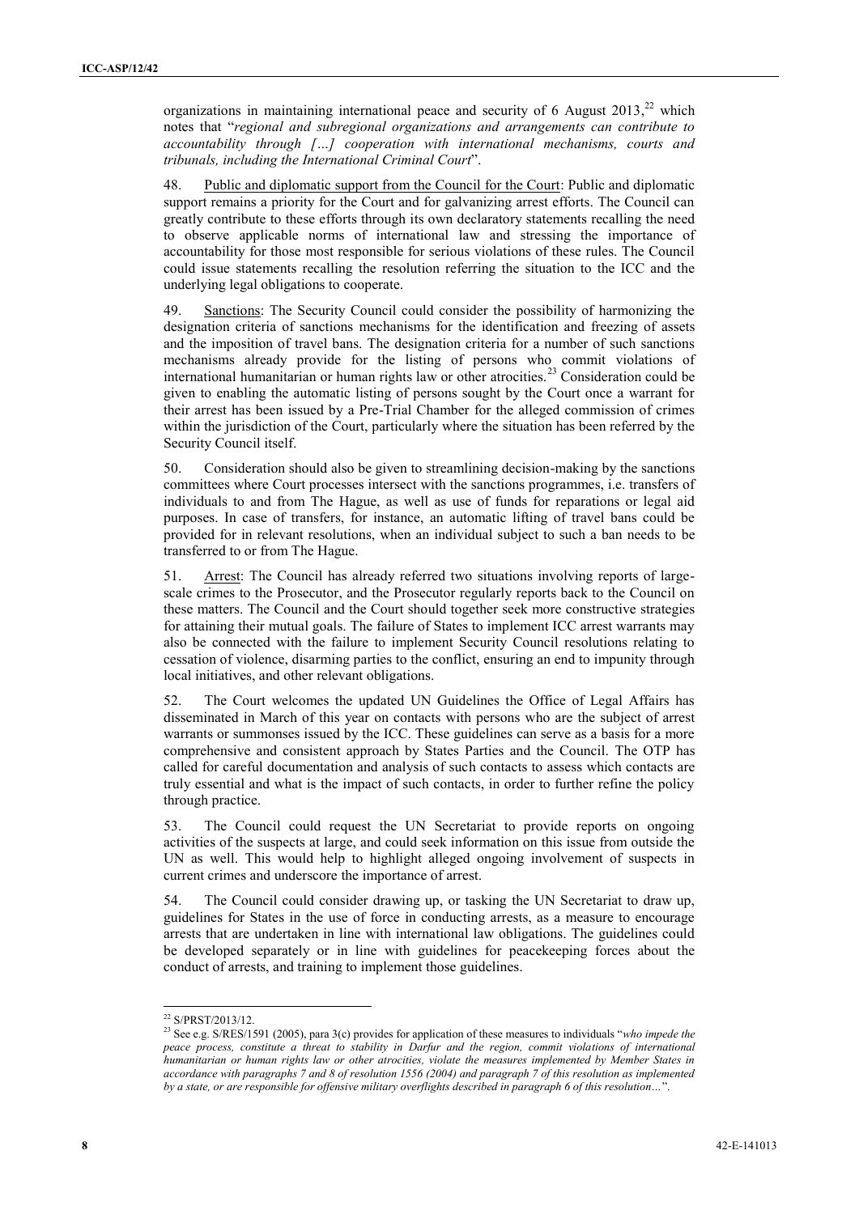organizations in maintaining international peace and security of 6 August 2013,[22] which notes that "*regional and subregional organizations and arrangements can contribute to accountability through […] cooperation with international mechanisms, courts and tribunals, including the International Criminal Court*".

48. Public and diplomatic support from the Council for the Court: Public and diplomatic support remains a priority for the Court and for galvanizing arrest efforts. The Council can greatly contribute to these efforts through its own declaratory statements recalling the need to observe applicable norms of international law and stressing the importance of accountability for those most responsible for serious violations of these rules. The Council could issue statements recalling the resolution referring the situation to the ICC and the underlying legal obligations to cooperate.

49. Sanctions: The Security Council could consider the possibility of harmonizing the designation criteria of sanctions mechanisms for the identification and freezing of assets and the imposition of travel bans. The designation criteria for a number of such sanctions mechanisms already provide for the listing of persons who commit violations of international humanitarian or human rights law or other atrocities.[23] Consideration could be given to enabling the automatic listing of persons sought by the Court once a warrant for their arrest has been issued by a Pre-Trial Chamber for the alleged commission of crimes within the jurisdiction of the Court, particularly where the situation has been referred by the Security Council itself.

50. Consideration should also be given to streamlining decision-making by the sanctions committees where Court processes intersect with the sanctions programmes, i.e. transfers of individuals to and from The Hague, as well as use of funds for reparations or legal aid purposes. In case of transfers, for instance, an automatic lifting of travel bans could be provided for in relevant resolutions, when an individual subject to such a ban needs to be transferred to or from The Hague.

51. Arrest: The Council has already referred two situations involving reports of large-scale crimes to the Prosecutor, and the Prosecutor regularly reports back to the Council on these matters. The Council and the Court should together seek more constructive strategies for attaining their mutual goals. The failure of States to implement ICC arrest warrants may also be connected with the failure to implement Security Council resolutions relating to cessation of violence, disarming parties to the conflict, ensuring an end to impunity through local initiatives, and other relevant obligations.

52. The Court welcomes the updated UN Guidelines the Office of Legal Affairs has disseminated in March of this year on contacts with persons who are the subject of arrest warrants or summonses issued by the ICC. These guidelines can serve as a basis for a more comprehensive and consistent approach by States Parties and the Council. The OTP has called for careful documentation and analysis of such contacts to assess which contacts are truly essential and what is the impact of such contacts, in order to further refine the policy through practice.

53. The Council could request the UN Secretariat to provide reports on ongoing activities of the suspects at large, and could seek information on this issue from outside the UN as well. This would help to highlight alleged ongoing involvement of suspects in current crimes and underscore the importance of arrest.

54. The Council could consider drawing up, or tasking the UN Secretariat to draw up, guidelines for States in the use of force in conducting arrests, as a measure to encourage arrests that are undertaken in line with international law obligations. The guidelines could be developed separately or in line with guidelines for peacekeeping forces about the conduct of arrests, and training to implement those guidelines.

---

[22] S/PRST/2013/12.

[23] See e.g. S/RES/1591 (2005), para 3(c) provides for application of these measures to individuals "*who impede the peace process, constitute a threat to stability in Darfur and the region, commit violations of international humanitarian or human rights law or other atrocities, violate the measures implemented by Member States in accordance with paragraphs 7 and 8 of resolution 1556 (2004) and paragraph 7 of this resolution as implemented by a state, or are responsible for offensive military overflights described in paragraph 6 of this resolution…*".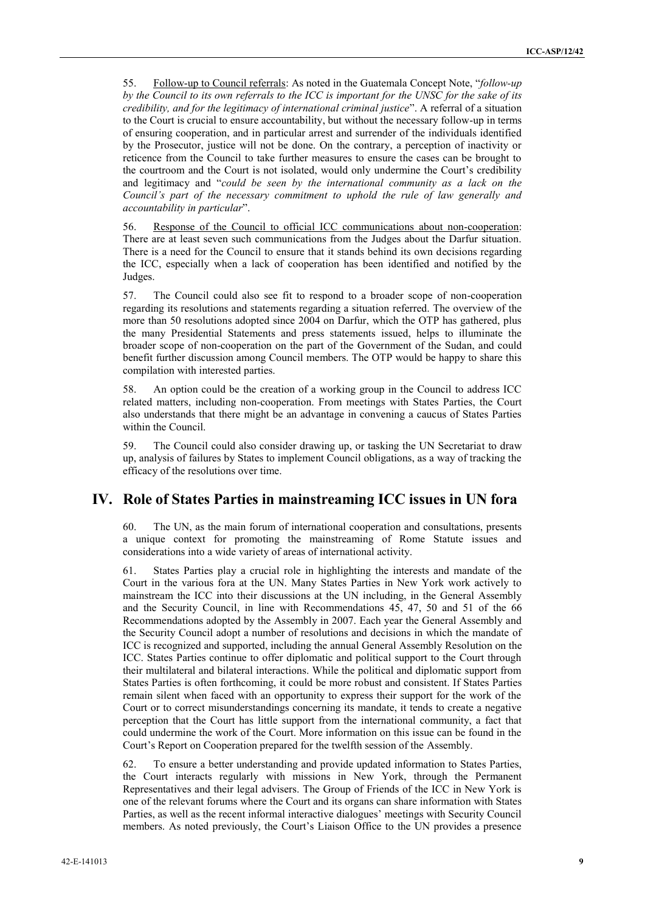55. Follow-up to Council referrals: As noted in the Guatemala Concept Note, "*follow-up by the Council to its own referrals to the ICC is important for the UNSC for the sake of its credibility, and for the legitimacy of international criminal justice*". A referral of a situation to the Court is crucial to ensure accountability, but without the necessary follow-up in terms of ensuring cooperation, and in particular arrest and surrender of the individuals identified by the Prosecutor, justice will not be done. On the contrary, a perception of inactivity or reticence from the Council to take further measures to ensure the cases can be brought to the courtroom and the Court is not isolated, would only undermine the Court's credibility and legitimacy and "*could be seen by the international community as a lack on the Council's part of the necessary commitment to uphold the rule of law generally and accountability in particular*".

56. Response of the Council to official ICC communications about non-cooperation: There are at least seven such communications from the Judges about the Darfur situation. There is a need for the Council to ensure that it stands behind its own decisions regarding the ICC, especially when a lack of cooperation has been identified and notified by the Judges.

57. The Council could also see fit to respond to a broader scope of non-cooperation regarding its resolutions and statements regarding a situation referred. The overview of the more than 50 resolutions adopted since 2004 on Darfur, which the OTP has gathered, plus the many Presidential Statements and press statements issued, helps to illuminate the broader scope of non-cooperation on the part of the Government of the Sudan, and could benefit further discussion among Council members. The OTP would be happy to share this compilation with interested parties.

58. An option could be the creation of a working group in the Council to address ICC related matters, including non-cooperation. From meetings with States Parties, the Court also understands that there might be an advantage in convening a caucus of States Parties within the Council.

59. The Council could also consider drawing up, or tasking the UN Secretariat to draw up, analysis of failures by States to implement Council obligations, as a way of tracking the efficacy of the resolutions over time.

# IV. Role of States Parties in mainstreaming ICC issues in UN fora

60. The UN, as the main forum of international cooperation and consultations, presents a unique context for promoting the mainstreaming of Rome Statute issues and considerations into a wide variety of areas of international activity.

61. States Parties play a crucial role in highlighting the interests and mandate of the Court in the various fora at the UN. Many States Parties in New York work actively to mainstream the ICC into their discussions at the UN including, in the General Assembly and the Security Council, in line with Recommendations 45, 47, 50 and 51 of the 66 Recommendations adopted by the Assembly in 2007. Each year the General Assembly and the Security Council adopt a number of resolutions and decisions in which the mandate of ICC is recognized and supported, including the annual General Assembly Resolution on the ICC. States Parties continue to offer diplomatic and political support to the Court through their multilateral and bilateral interactions. While the political and diplomatic support from States Parties is often forthcoming, it could be more robust and consistent. If States Parties remain silent when faced with an opportunity to express their support for the work of the Court or to correct misunderstandings concerning its mandate, it tends to create a negative perception that the Court has little support from the international community, a fact that could undermine the work of the Court. More information on this issue can be found in the Court's Report on Cooperation prepared for the twelfth session of the Assembly.

62. To ensure a better understanding and provide updated information to States Parties, the Court interacts regularly with missions in New York, through the Permanent Representatives and their legal advisers. The Group of Friends of the ICC in New York is one of the relevant forums where the Court and its organs can share information with States Parties, as well as the recent informal interactive dialogues' meetings with Security Council members. As noted previously, the Court's Liaison Office to the UN provides a presence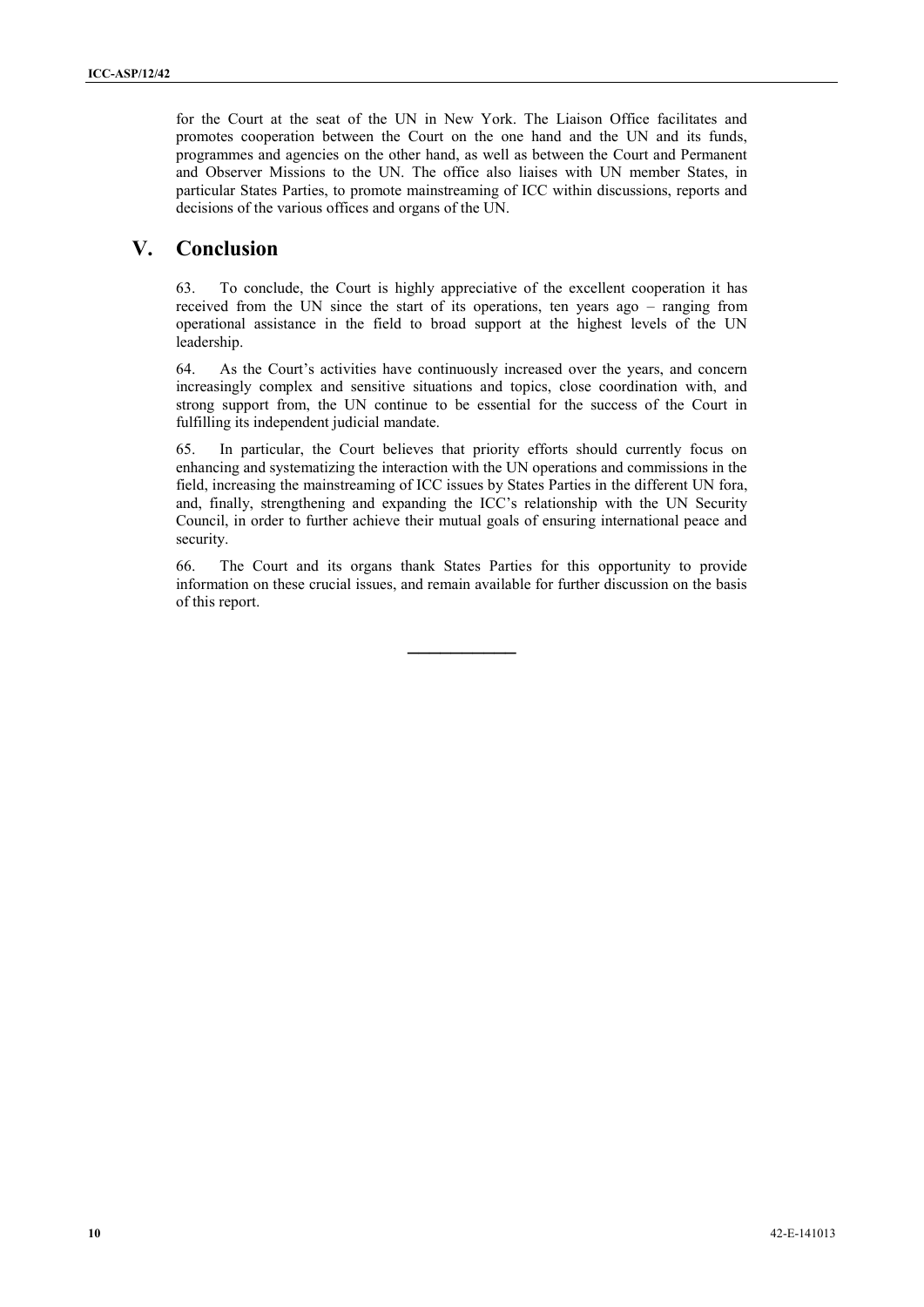for the Court at the seat of the UN in New York. The Liaison Office facilitates and promotes cooperation between the Court on the one hand and the UN and its funds, programmes and agencies on the other hand, as well as between the Court and Permanent and Observer Missions to the UN. The office also liaises with UN member States, in particular States Parties, to promote mainstreaming of ICC within discussions, reports and decisions of the various offices and organs of the UN.

## V. Conclusion

63. To conclude, the Court is highly appreciative of the excellent cooperation it has received from the UN since the start of its operations, ten years ago – ranging from operational assistance in the field to broad support at the highest levels of the UN leadership.

64. As the Court's activities have continuously increased over the years, and concern increasingly complex and sensitive situations and topics, close coordination with, and strong support from, the UN continue to be essential for the success of the Court in fulfilling its independent judicial mandate.

65. In particular, the Court believes that priority efforts should currently focus on enhancing and systematizing the interaction with the UN operations and commissions in the field, increasing the mainstreaming of ICC issues by States Parties in the different UN fora, and, finally, strengthening and expanding the ICC's relationship with the UN Security Council, in order to further achieve their mutual goals of ensuring international peace and security.

66. The Court and its organs thank States Parties for this opportunity to provide information on these crucial issues, and remain available for further discussion on the basis of this report.

---